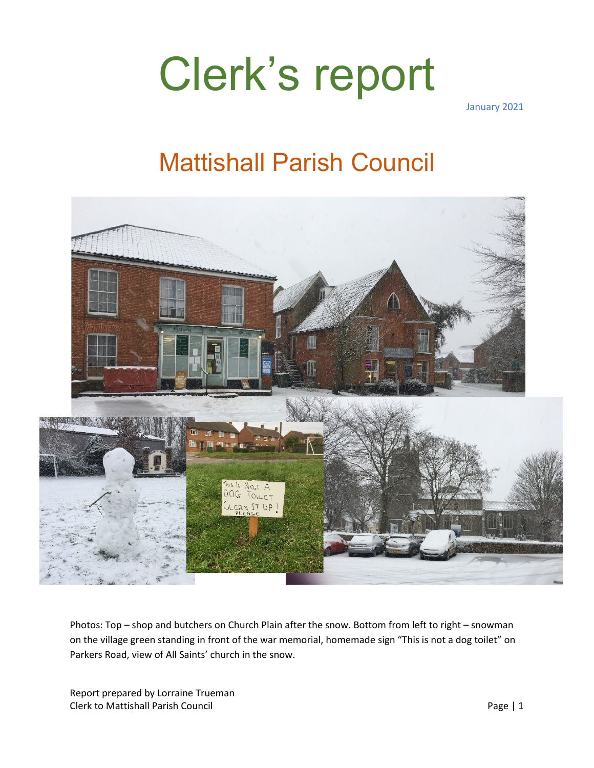# Clerk's report

January 2021

## Mattishall Parish Council

Photos: Top – shop and butchers on Church Plain after the snow. Bottom from left to right – snowman on the village green standing in front of the war memorial, homemade sign "This is not a dog toilet" on Parkers Road, view of All Saints' church in the snow.

Report prepared by Lorraine Trueman
Clerk to Mattishall Parish Council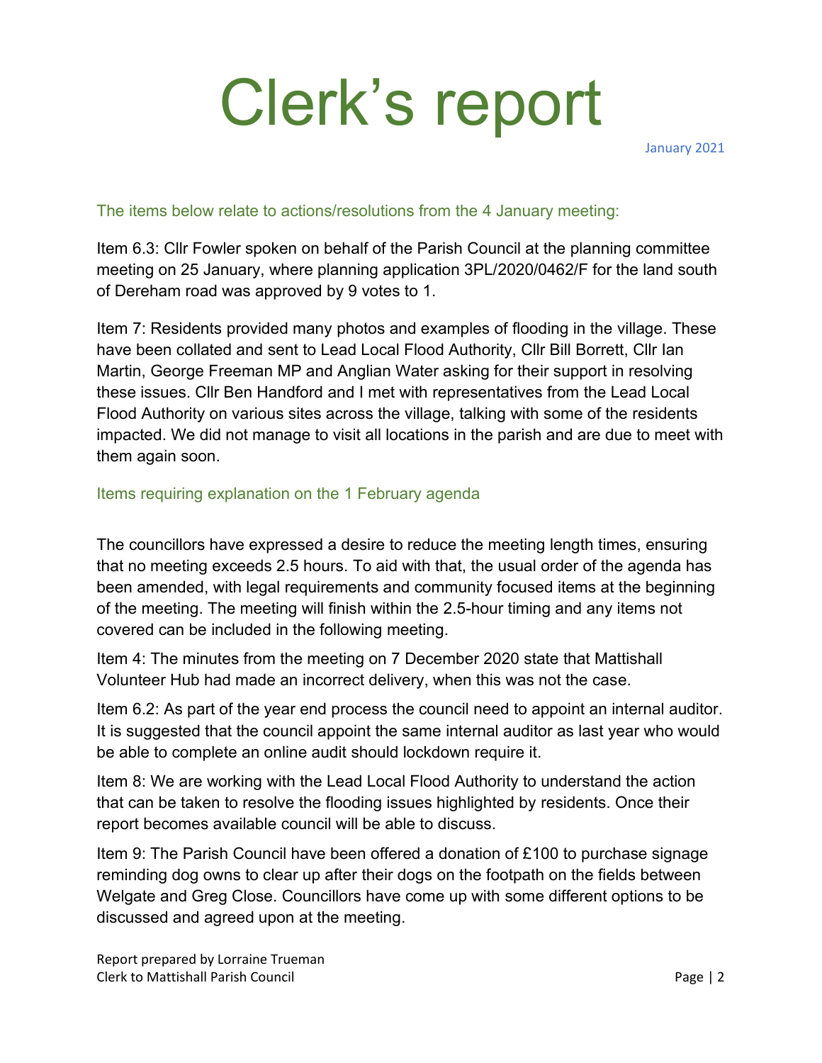# Clerk's report

January 2021

### The items below relate to actions/resolutions from the 4 January meeting:

Item 6.3: Cllr Fowler spoken on behalf of the Parish Council at the planning committee meeting on 25 January, where planning application 3PL/2020/0462/F for the land south of Dereham road was approved by 9 votes to 1.

Item 7: Residents provided many photos and examples of flooding in the village. These have been collated and sent to Lead Local Flood Authority, Cllr Bill Borrett, Cllr Ian Martin, George Freeman MP and Anglian Water asking for their support in resolving these issues. Cllr Ben Handford and I met with representatives from the Lead Local Flood Authority on various sites across the village, talking with some of the residents impacted. We did not manage to visit all locations in the parish and are due to meet with them again soon.

### Items requiring explanation on the 1 February agenda

The councillors have expressed a desire to reduce the meeting length times, ensuring that no meeting exceeds 2.5 hours. To aid with that, the usual order of the agenda has been amended, with legal requirements and community focused items at the beginning of the meeting. The meeting will finish within the 2.5-hour timing and any items not covered can be included in the following meeting.

Item 4: The minutes from the meeting on 7 December 2020 state that Mattishall Volunteer Hub had made an incorrect delivery, when this was not the case.

Item 6.2: As part of the year end process the council need to appoint an internal auditor. It is suggested that the council appoint the same internal auditor as last year who would be able to complete an online audit should lockdown require it.

Item 8: We are working with the Lead Local Flood Authority to understand the action that can be taken to resolve the flooding issues highlighted by residents. Once their report becomes available council will be able to discuss.

Item 9: The Parish Council have been offered a donation of £100 to purchase signage reminding dog owns to clear up after their dogs on the footpath on the fields between Welgate and Greg Close. Councillors have come up with some different options to be discussed and agreed upon at the meeting.

Report prepared by Lorraine Trueman
Clerk to Mattishall Parish Council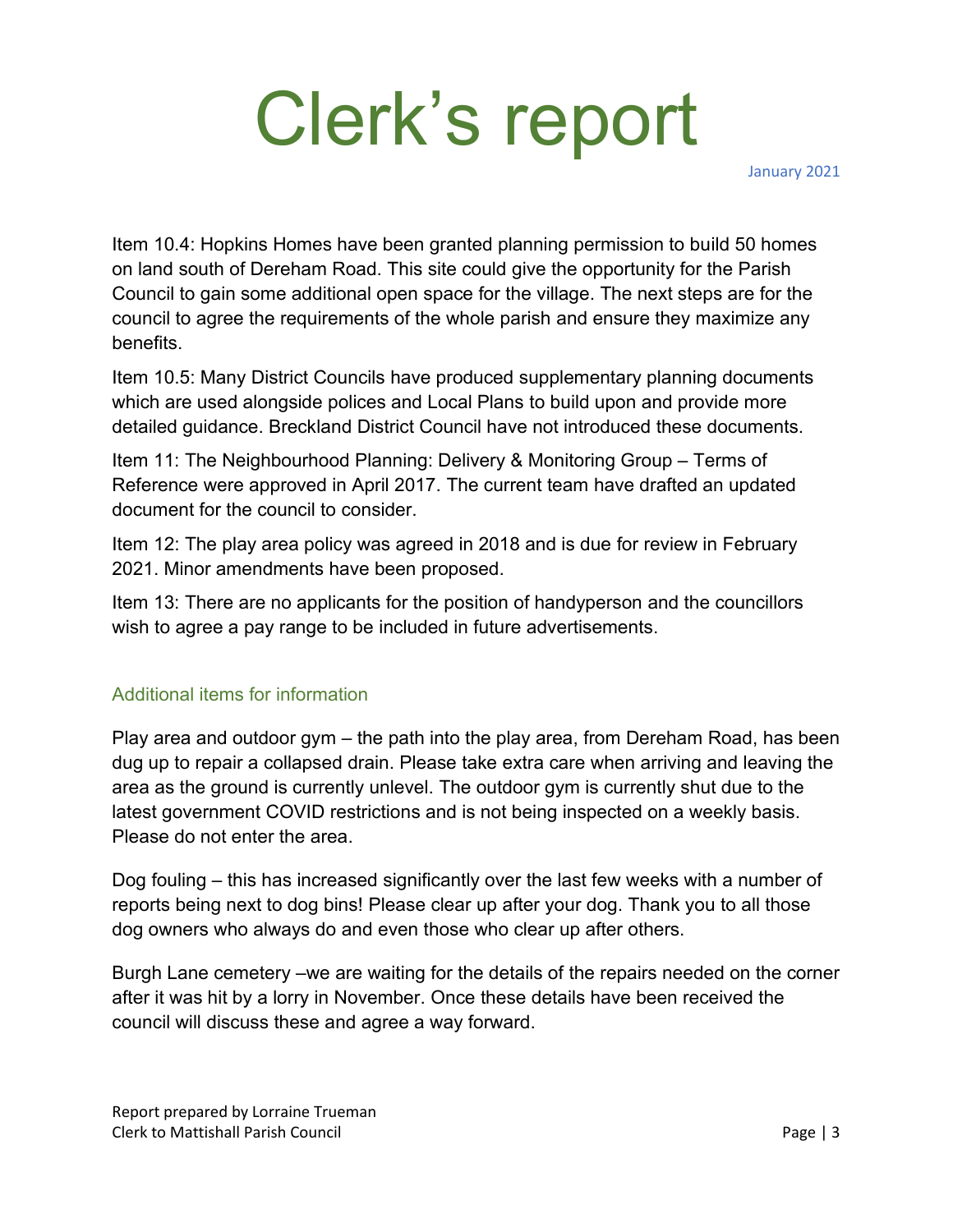# Clerk's report

January 2021

Item 10.4: Hopkins Homes have been granted planning permission to build 50 homes on land south of Dereham Road. This site could give the opportunity for the Parish Council to gain some additional open space for the village. The next steps are for the council to agree the requirements of the whole parish and ensure they maximize any benefits.

Item 10.5: Many District Councils have produced supplementary planning documents which are used alongside polices and Local Plans to build upon and provide more detailed guidance. Breckland District Council have not introduced these documents.

Item 11: The Neighbourhood Planning: Delivery & Monitoring Group – Terms of Reference were approved in April 2017. The current team have drafted an updated document for the council to consider.

Item 12: The play area policy was agreed in 2018 and is due for review in February 2021. Minor amendments have been proposed.

Item 13: There are no applicants for the position of handyperson and the councillors wish to agree a pay range to be included in future advertisements.

## Additional items for information

Play area and outdoor gym – the path into the play area, from Dereham Road, has been dug up to repair a collapsed drain. Please take extra care when arriving and leaving the area as the ground is currently unlevel. The outdoor gym is currently shut due to the latest government COVID restrictions and is not being inspected on a weekly basis. Please do not enter the area.

Dog fouling – this has increased significantly over the last few weeks with a number of reports being next to dog bins! Please clear up after your dog. Thank you to all those dog owners who always do and even those who clear up after others.

Burgh Lane cemetery –we are waiting for the details of the repairs needed on the corner after it was hit by a lorry in November. Once these details have been received the council will discuss these and agree a way forward.

Report prepared by Lorraine Trueman
Clerk to Mattishall Parish Council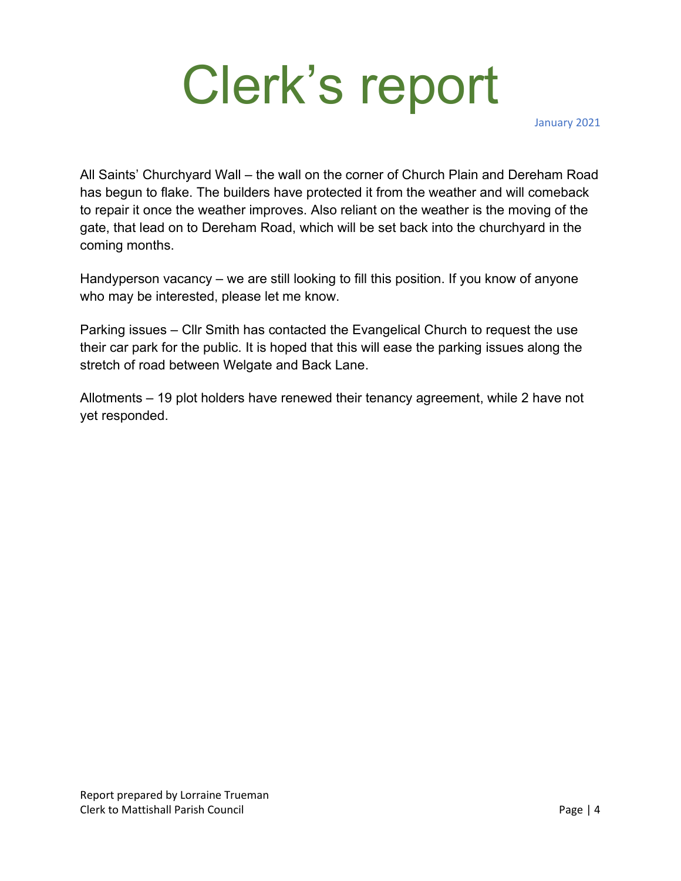# Clerk's report

January 2021

All Saints' Churchyard Wall – the wall on the corner of Church Plain and Dereham Road has begun to flake. The builders have protected it from the weather and will comeback to repair it once the weather improves. Also reliant on the weather is the moving of the gate, that lead on to Dereham Road, which will be set back into the churchyard in the coming months.

Handyperson vacancy – we are still looking to fill this position. If you know of anyone who may be interested, please let me know.

Parking issues – Cllr Smith has contacted the Evangelical Church to request the use their car park for the public. It is hoped that this will ease the parking issues along the stretch of road between Welgate and Back Lane.

Allotments – 19 plot holders have renewed their tenancy agreement, while 2 have not yet responded.

Report prepared by Lorraine Trueman
Clerk to Mattishall Parish Council